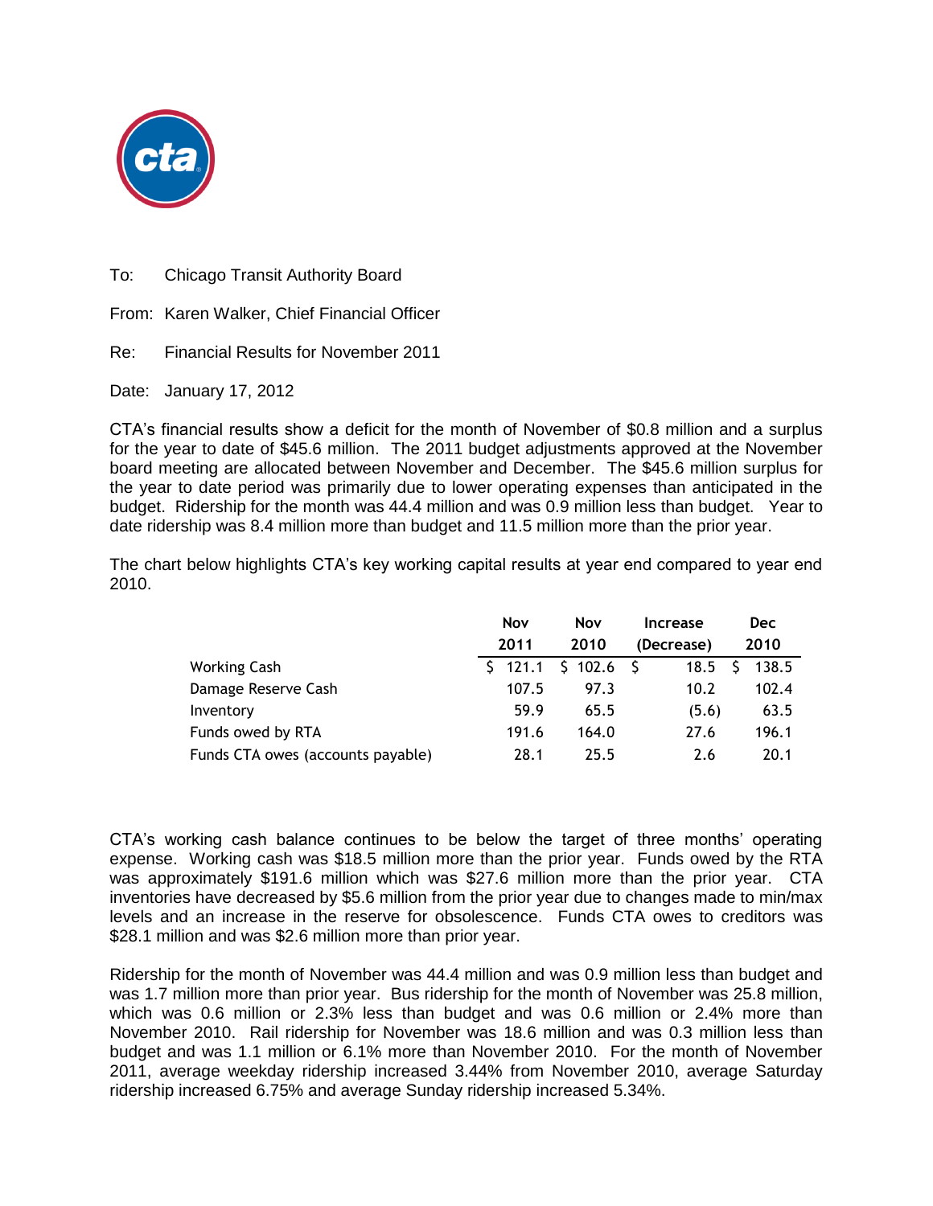To: Chicago Transit Authority Board

From: Karen Walker, Chief Financial Officer

Re: Financial Results for November 2011

Date: January 17, 2012

CTA's financial results show a deficit for the month of November of $0.8 million and a surplus for the year to date of $45.6 million. The 2011 budget adjustments approved at the November board meeting are allocated between November and December. The $45.6 million surplus for the year to date period was primarily due to lower operating expenses than anticipated in the budget. Ridership for the month was 44.4 million and was 0.9 million less than budget. Year to date ridership was 8.4 million more than budget and 11.5 million more than the prior year.

The chart below highlights CTA's key working capital results at year end compared to year end 2010.

| | Nov 2011 | Nov 2010 | Increase (Decrease) | Dec 2010 |
|---|---|---|---|---|
| Working Cash | $ 121.1 | $ 102.6 | $ 18.5 | $ 138.5 |
| Damage Reserve Cash | 107.5 | 97.3 | 10.2 | 102.4 |
| Inventory | 59.9 | 65.5 | (5.6) | 63.5 |
| Funds owed by RTA | 191.6 | 164.0 | 27.6 | 196.1 |
| Funds CTA owes (accounts payable) | 28.1 | 25.5 | 2.6 | 20.1 |

CTA's working cash balance continues to be below the target of three months' operating expense. Working cash was $18.5 million more than the prior year. Funds owed by the RTA was approximately $191.6 million which was $27.6 million more than the prior year. CTA inventories have decreased by $5.6 million from the prior year due to changes made to min/max levels and an increase in the reserve for obsolescence. Funds CTA owes to creditors was $28.1 million and was $2.6 million more than prior year.

Ridership for the month of November was 44.4 million and was 0.9 million less than budget and was 1.7 million more than prior year. Bus ridership for the month of November was 25.8 million, which was 0.6 million or 2.3% less than budget and was 0.6 million or 2.4% more than November 2010. Rail ridership for November was 18.6 million and was 0.3 million less than budget and was 1.1 million or 6.1% more than November 2010. For the month of November 2011, average weekday ridership increased 3.44% from November 2010, average Saturday ridership increased 6.75% and average Sunday ridership increased 5.34%.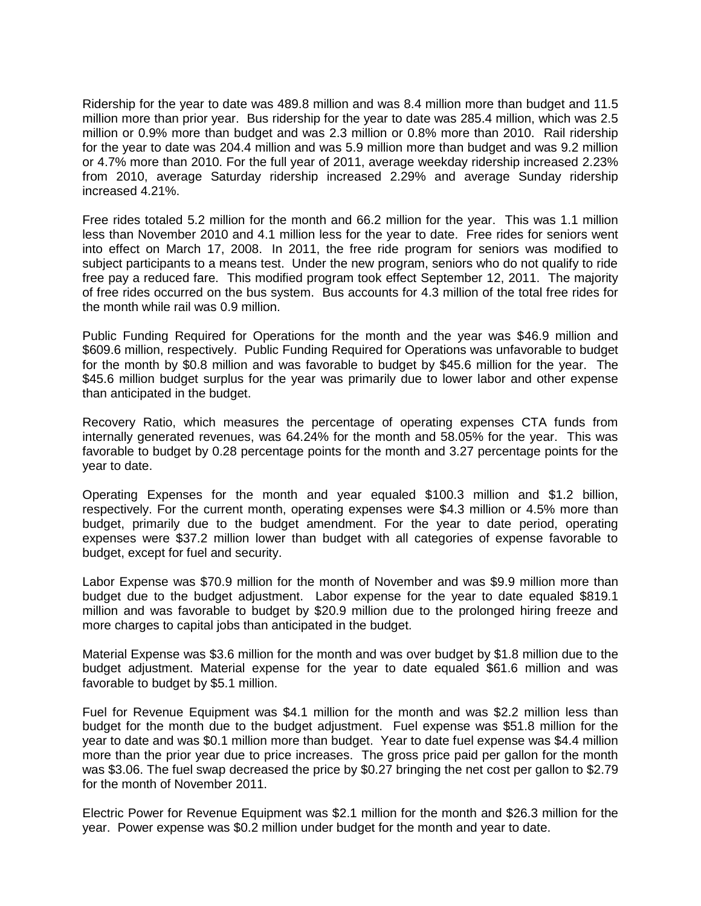Ridership for the year to date was 489.8 million and was 8.4 million more than budget and 11.5 million more than prior year. Bus ridership for the year to date was 285.4 million, which was 2.5 million or 0.9% more than budget and was 2.3 million or 0.8% more than 2010. Rail ridership for the year to date was 204.4 million and was 5.9 million more than budget and was 9.2 million or 4.7% more than 2010. For the full year of 2011, average weekday ridership increased 2.23% from 2010, average Saturday ridership increased 2.29% and average Sunday ridership increased 4.21%.

Free rides totaled 5.2 million for the month and 66.2 million for the year. This was 1.1 million less than November 2010 and 4.1 million less for the year to date. Free rides for seniors went into effect on March 17, 2008. In 2011, the free ride program for seniors was modified to subject participants to a means test. Under the new program, seniors who do not qualify to ride free pay a reduced fare. This modified program took effect September 12, 2011. The majority of free rides occurred on the bus system. Bus accounts for 4.3 million of the total free rides for the month while rail was 0.9 million.

Public Funding Required for Operations for the month and the year was $46.9 million and $609.6 million, respectively. Public Funding Required for Operations was unfavorable to budget for the month by $0.8 million and was favorable to budget by $45.6 million for the year. The $45.6 million budget surplus for the year was primarily due to lower labor and other expense than anticipated in the budget.

Recovery Ratio, which measures the percentage of operating expenses CTA funds from internally generated revenues, was 64.24% for the month and 58.05% for the year. This was favorable to budget by 0.28 percentage points for the month and 3.27 percentage points for the year to date.

Operating Expenses for the month and year equaled $100.3 million and $1.2 billion, respectively. For the current month, operating expenses were $4.3 million or 4.5% more than budget, primarily due to the budget amendment. For the year to date period, operating expenses were $37.2 million lower than budget with all categories of expense favorable to budget, except for fuel and security.

Labor Expense was $70.9 million for the month of November and was $9.9 million more than budget due to the budget adjustment. Labor expense for the year to date equaled $819.1 million and was favorable to budget by $20.9 million due to the prolonged hiring freeze and more charges to capital jobs than anticipated in the budget.

Material Expense was $3.6 million for the month and was over budget by $1.8 million due to the budget adjustment. Material expense for the year to date equaled $61.6 million and was favorable to budget by $5.1 million.

Fuel for Revenue Equipment was $4.1 million for the month and was $2.2 million less than budget for the month due to the budget adjustment. Fuel expense was $51.8 million for the year to date and was $0.1 million more than budget. Year to date fuel expense was $4.4 million more than the prior year due to price increases. The gross price paid per gallon for the month was $3.06. The fuel swap decreased the price by $0.27 bringing the net cost per gallon to $2.79 for the month of November 2011.

Electric Power for Revenue Equipment was $2.1 million for the month and $26.3 million for the year. Power expense was $0.2 million under budget for the month and year to date.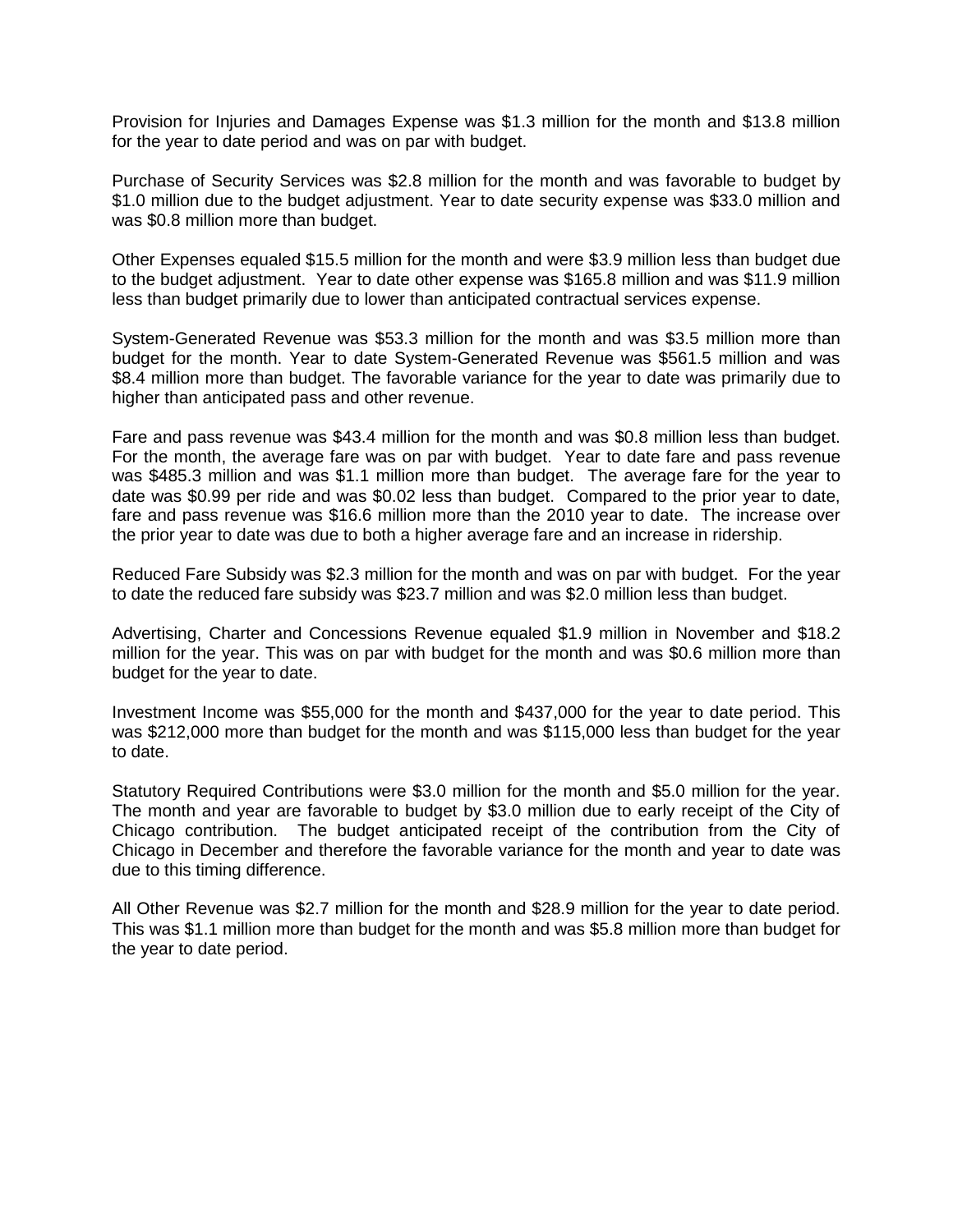Provision for Injuries and Damages Expense was $1.3 million for the month and $13.8 million for the year to date period and was on par with budget.

Purchase of Security Services was $2.8 million for the month and was favorable to budget by $1.0 million due to the budget adjustment. Year to date security expense was $33.0 million and was $0.8 million more than budget.

Other Expenses equaled $15.5 million for the month and were $3.9 million less than budget due to the budget adjustment. Year to date other expense was $165.8 million and was $11.9 million less than budget primarily due to lower than anticipated contractual services expense.

System-Generated Revenue was $53.3 million for the month and was $3.5 million more than budget for the month. Year to date System-Generated Revenue was $561.5 million and was $8.4 million more than budget. The favorable variance for the year to date was primarily due to higher than anticipated pass and other revenue.

Fare and pass revenue was $43.4 million for the month and was $0.8 million less than budget. For the month, the average fare was on par with budget. Year to date fare and pass revenue was $485.3 million and was $1.1 million more than budget. The average fare for the year to date was $0.99 per ride and was $0.02 less than budget. Compared to the prior year to date, fare and pass revenue was $16.6 million more than the 2010 year to date. The increase over the prior year to date was due to both a higher average fare and an increase in ridership.

Reduced Fare Subsidy was $2.3 million for the month and was on par with budget. For the year to date the reduced fare subsidy was $23.7 million and was $2.0 million less than budget.

Advertising, Charter and Concessions Revenue equaled $1.9 million in November and $18.2 million for the year. This was on par with budget for the month and was $0.6 million more than budget for the year to date.

Investment Income was $55,000 for the month and $437,000 for the year to date period. This was $212,000 more than budget for the month and was $115,000 less than budget for the year to date.

Statutory Required Contributions were $3.0 million for the month and $5.0 million for the year. The month and year are favorable to budget by $3.0 million due to early receipt of the City of Chicago contribution. The budget anticipated receipt of the contribution from the City of Chicago in December and therefore the favorable variance for the month and year to date was due to this timing difference.

All Other Revenue was $2.7 million for the month and $28.9 million for the year to date period. This was $1.1 million more than budget for the month and was $5.8 million more than budget for the year to date period.